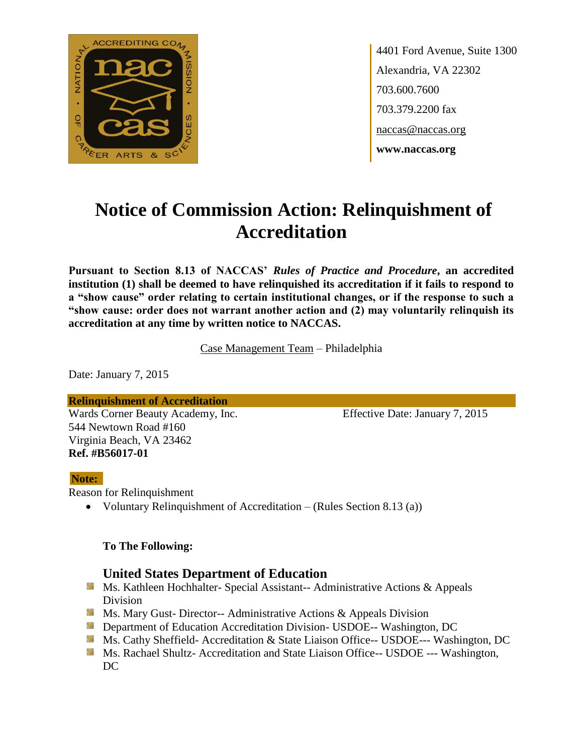4401 Ford Avenue, Suite 1300
Alexandria, VA 22302
703.600.7600
703.379.2200 fax
naccas@naccas.org
**www.naccas.org**

# Notice of Commission Action: Relinquishment of Accreditation

**Pursuant to Section 8.13 of NACCAS' *Rules of Practice and Procedure*, an accredited institution (1) shall be deemed to have relinquished its accreditation if it fails to respond to a "show cause" order relating to certain institutional changes, or if the response to such a "show cause: order does not warrant another action and (2) may voluntarily relinquish its accreditation at any time by written notice to NACCAS.**

Case Management Team – Philadelphia

Date: January 7, 2015

**Relinquishment of Accreditation**

Wards Corner Beauty Academy, Inc.
544 Newtown Road #160
Virginia Beach, VA 23462
**Ref. #B56017-01**

Effective Date: January 7, 2015

**Note:**

Reason for Relinquishment

- Voluntary Relinquishment of Accreditation – (Rules Section 8.13 (a))

**To The Following:**

### United States Department of Education

- Ms. Kathleen Hochhalter- Special Assistant-- Administrative Actions & Appeals Division
- Ms. Mary Gust- Director-- Administrative Actions & Appeals Division
- Department of Education Accreditation Division- USDOE-- Washington, DC
- Ms. Cathy Sheffield- Accreditation & State Liaison Office-- USDOE--- Washington, DC
- Ms. Rachael Shultz- Accreditation and State Liaison Office-- USDOE --- Washington, DC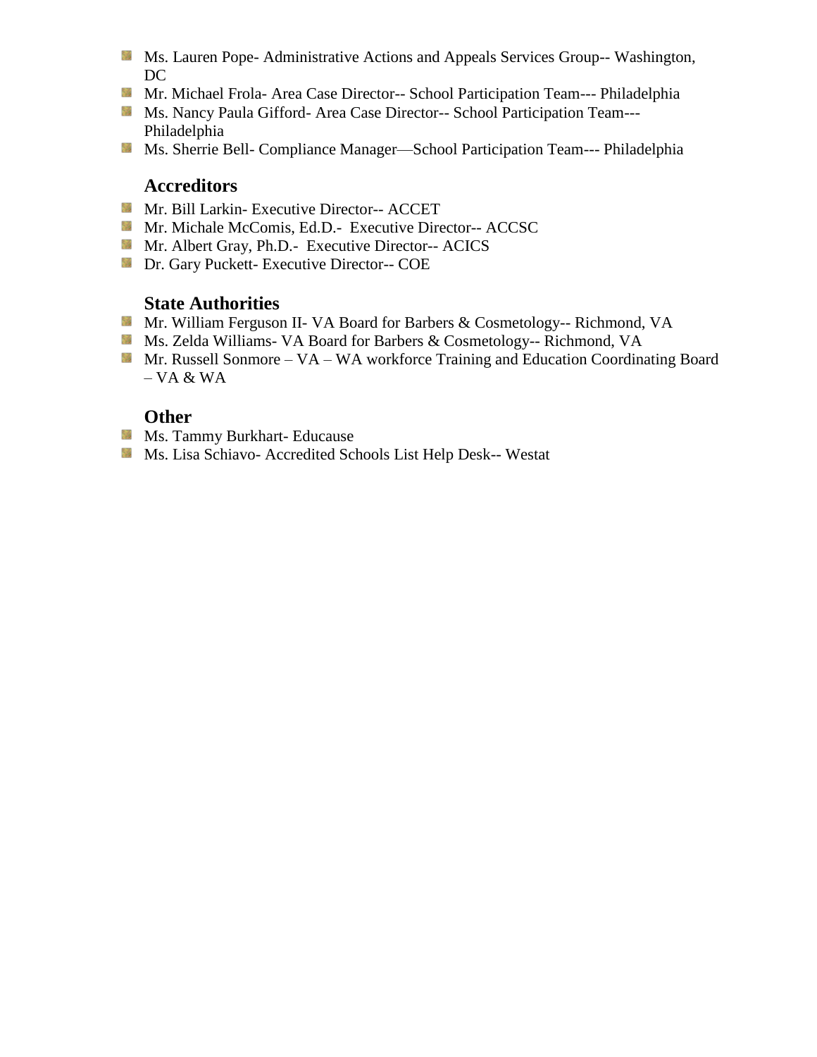- Ms. Lauren Pope- Administrative Actions and Appeals Services Group-- Washington, DC
- Mr. Michael Frola- Area Case Director-- School Participation Team--- Philadelphia
- Ms. Nancy Paula Gifford- Area Case Director-- School Participation Team--- Philadelphia
- Ms. Sherrie Bell- Compliance Manager—School Participation Team--- Philadelphia

### Accreditors

- Mr. Bill Larkin- Executive Director-- ACCET
- Mr. Michale McComis, Ed.D.- Executive Director-- ACCSC
- Mr. Albert Gray, Ph.D.- Executive Director-- ACICS
- Dr. Gary Puckett- Executive Director-- COE

### State Authorities

- Mr. William Ferguson II- VA Board for Barbers & Cosmetology-- Richmond, VA
- Ms. Zelda Williams- VA Board for Barbers & Cosmetology-- Richmond, VA
- Mr. Russell Sonmore – VA – WA workforce Training and Education Coordinating Board – VA & WA

### Other

- Ms. Tammy Burkhart- Educause
- Ms. Lisa Schiavo- Accredited Schools List Help Desk-- Westat